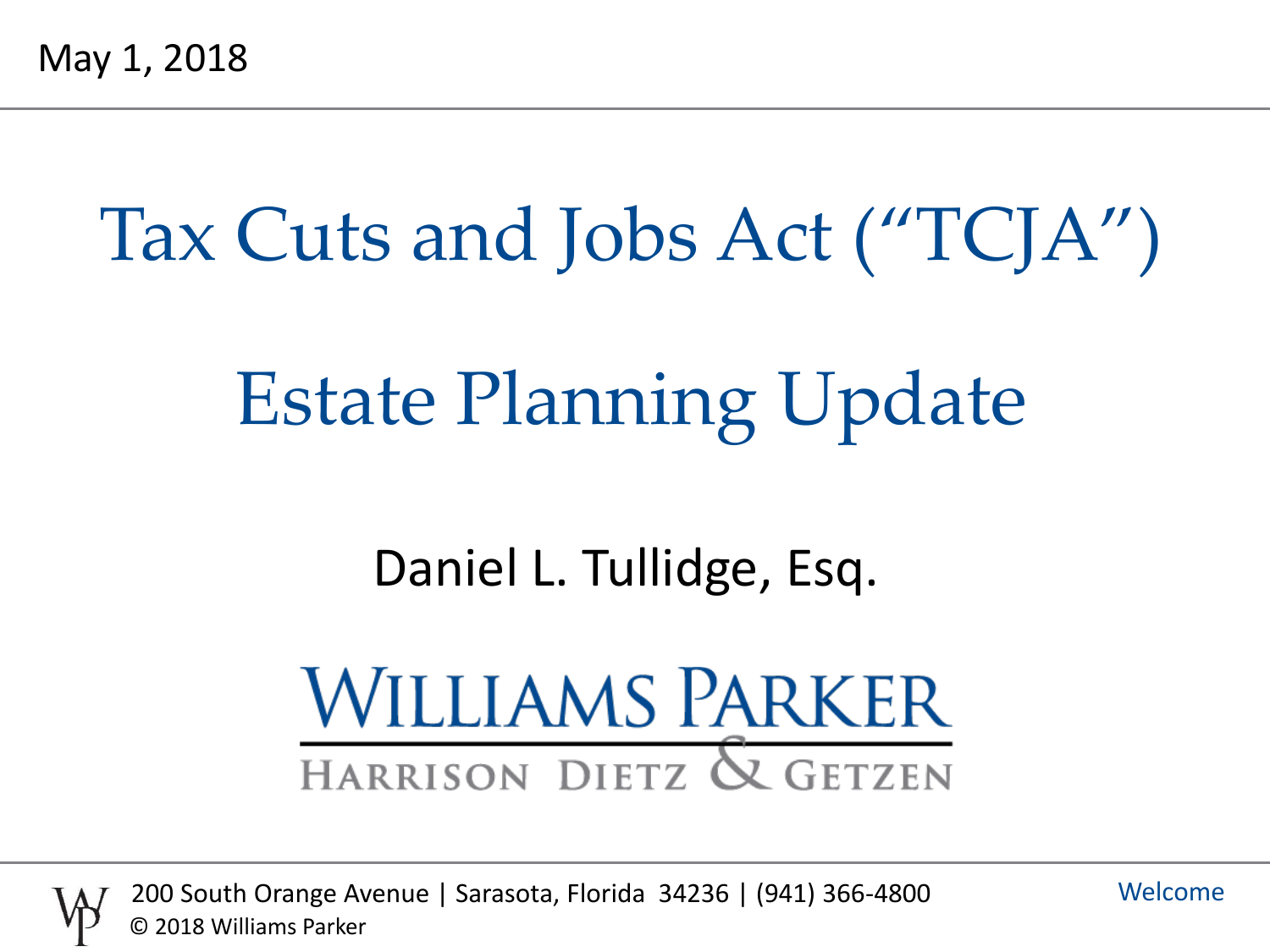May 1, 2018

# Tax Cuts and Jobs Act (“TCJA”)

# Estate Planning Update

Daniel L. Tullidge, Esq.

WILLIAMS PARKER

HARRISON DIETZ & GETZEN

200 South Orange Avenue | Sarasota, Florida 34236 | (941) 366-4800

© 2018 Williams Parker

Welcome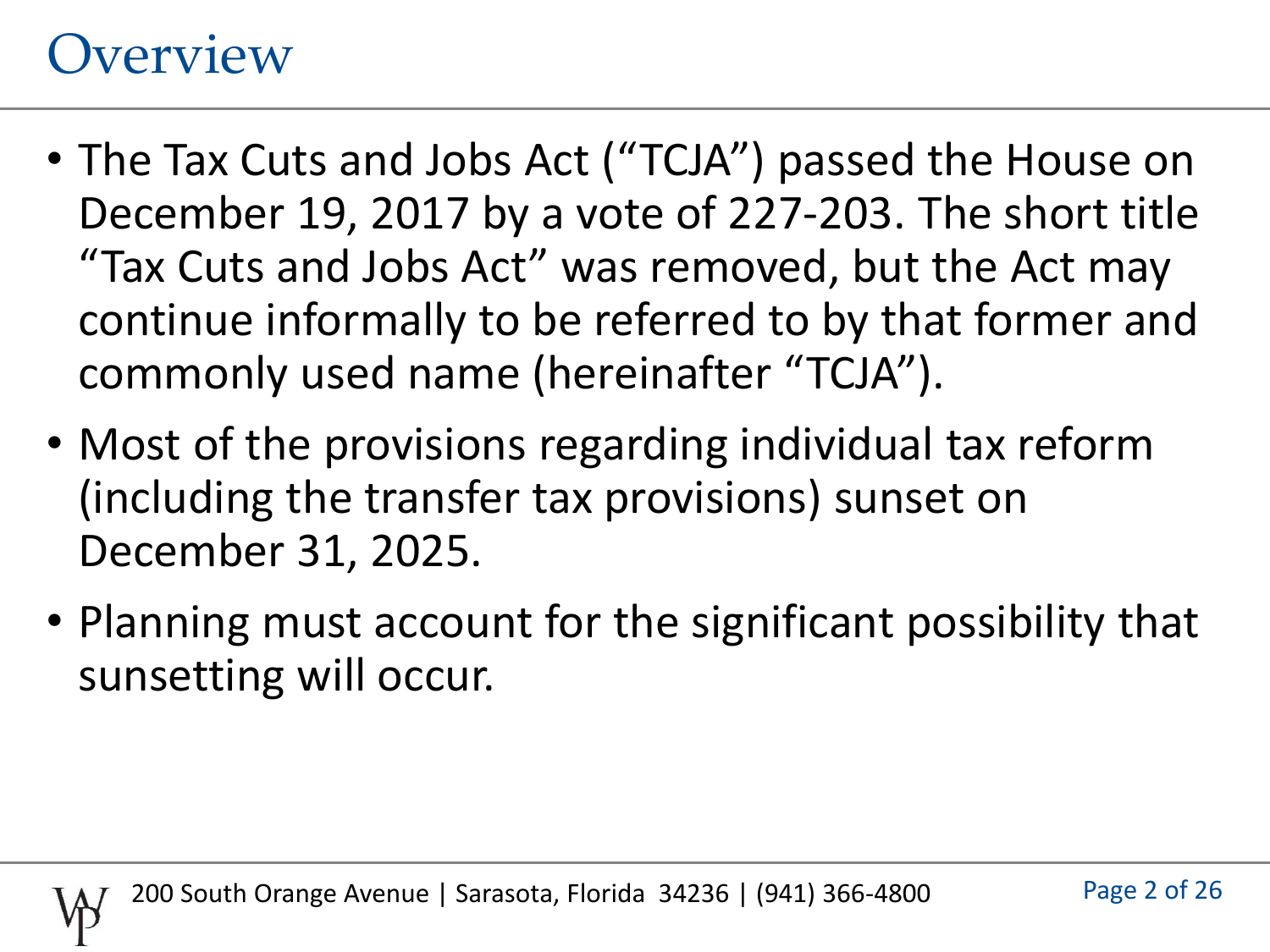# Overview

- The Tax Cuts and Jobs Act ("TCJA") passed the House on December 19, 2017 by a vote of 227-203. The short title "Tax Cuts and Jobs Act" was removed, but the Act may continue informally to be referred to by that former and commonly used name (hereinafter "TCJA").
- Most of the provisions regarding individual tax reform (including the transfer tax provisions) sunset on December 31, 2025.
- Planning must account for the significant possibility that sunsetting will occur.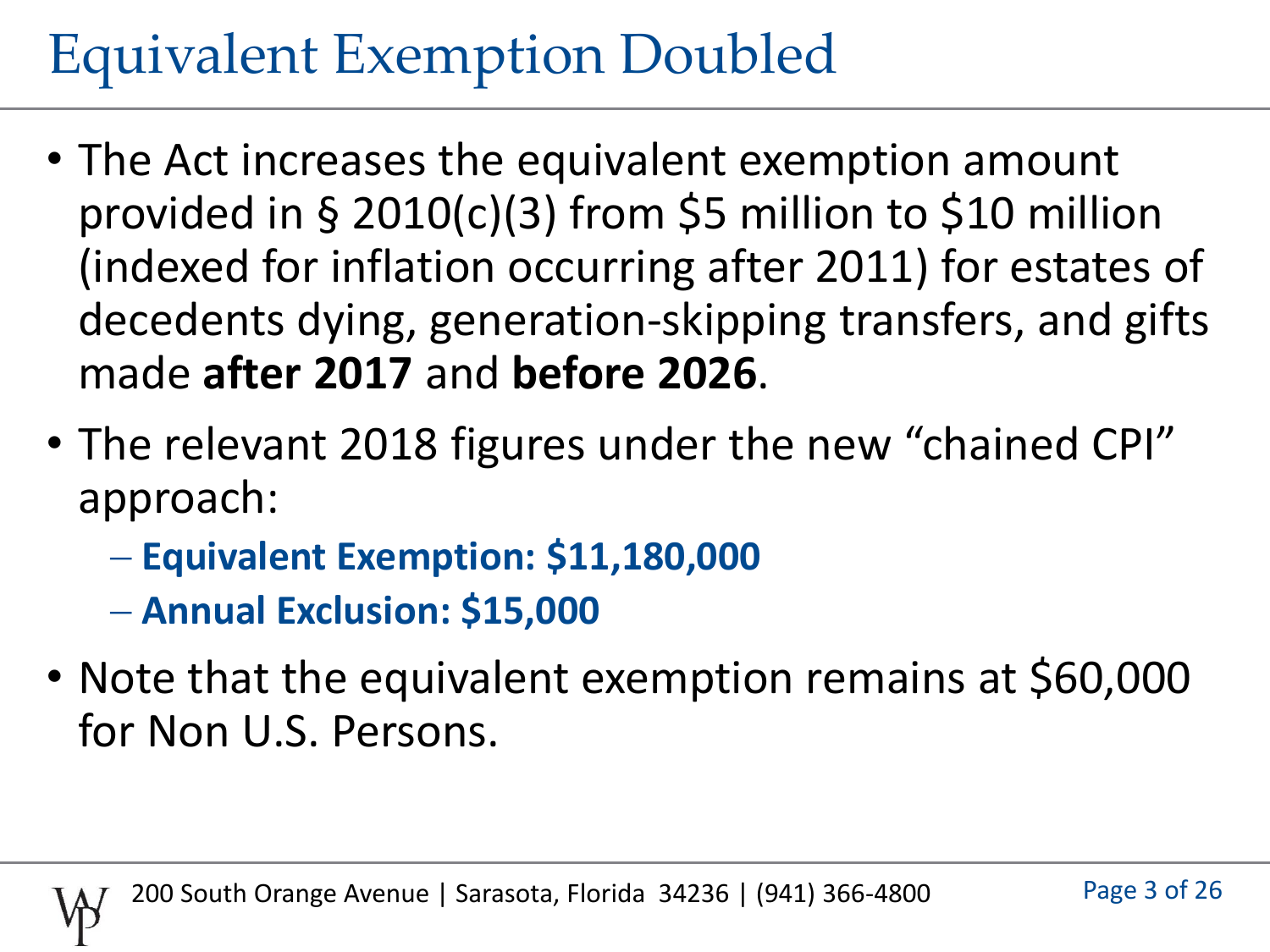# Equivalent Exemption Doubled

- The Act increases the equivalent exemption amount provided in § 2010(c)(3) from $5 million to $10 million (indexed for inflation occurring after 2011) for estates of decedents dying, generation-skipping transfers, and gifts made **after 2017** and **before 2026**.
- The relevant 2018 figures under the new "chained CPI" approach:
  - **Equivalent Exemption: $11,180,000**
  - **Annual Exclusion: $15,000**
- Note that the equivalent exemption remains at $60,000 for Non U.S. Persons.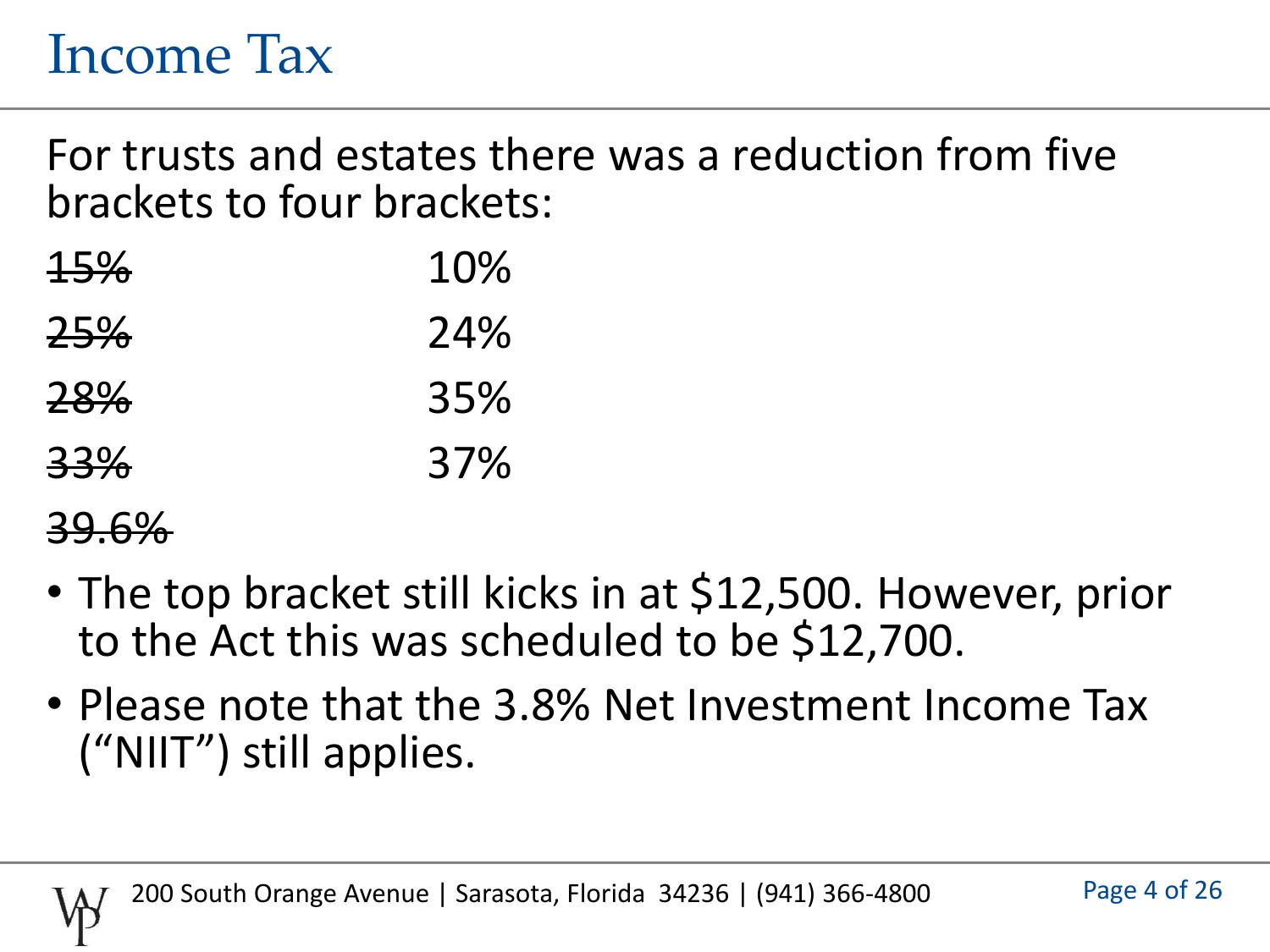# Income Tax

For trusts and estates there was a reduction from five brackets to four brackets:

| | |
|---|---|
| ~~15%~~ | 10% |
| ~~25%~~ | 24% |
| ~~28%~~ | 35% |
| ~~33%~~ | 37% |
| ~~39.6%~~ | |

- The top bracket still kicks in at $12,500. However, prior to the Act this was scheduled to be $12,700.
- Please note that the 3.8% Net Investment Income Tax (“NIIT”) still applies.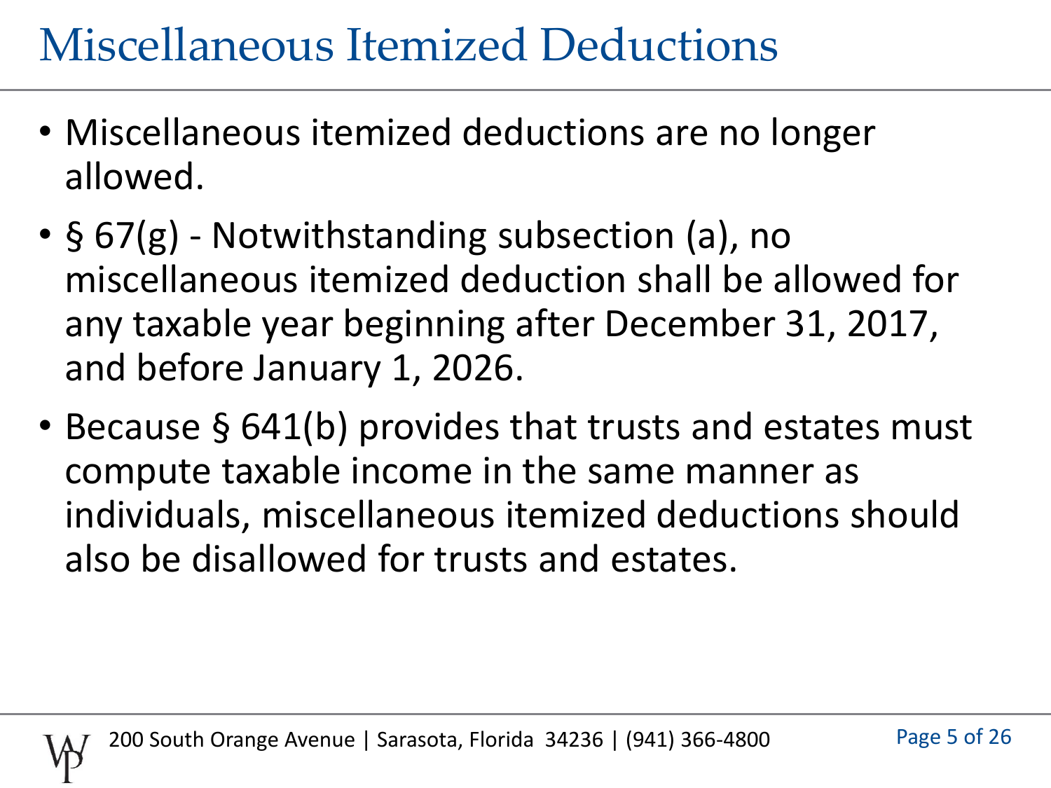# Miscellaneous Itemized Deductions

- Miscellaneous itemized deductions are no longer allowed.
- § 67(g) - Notwithstanding subsection (a), no miscellaneous itemized deduction shall be allowed for any taxable year beginning after December 31, 2017, and before January 1, 2026.
- Because § 641(b) provides that trusts and estates must compute taxable income in the same manner as individuals, miscellaneous itemized deductions should also be disallowed for trusts and estates.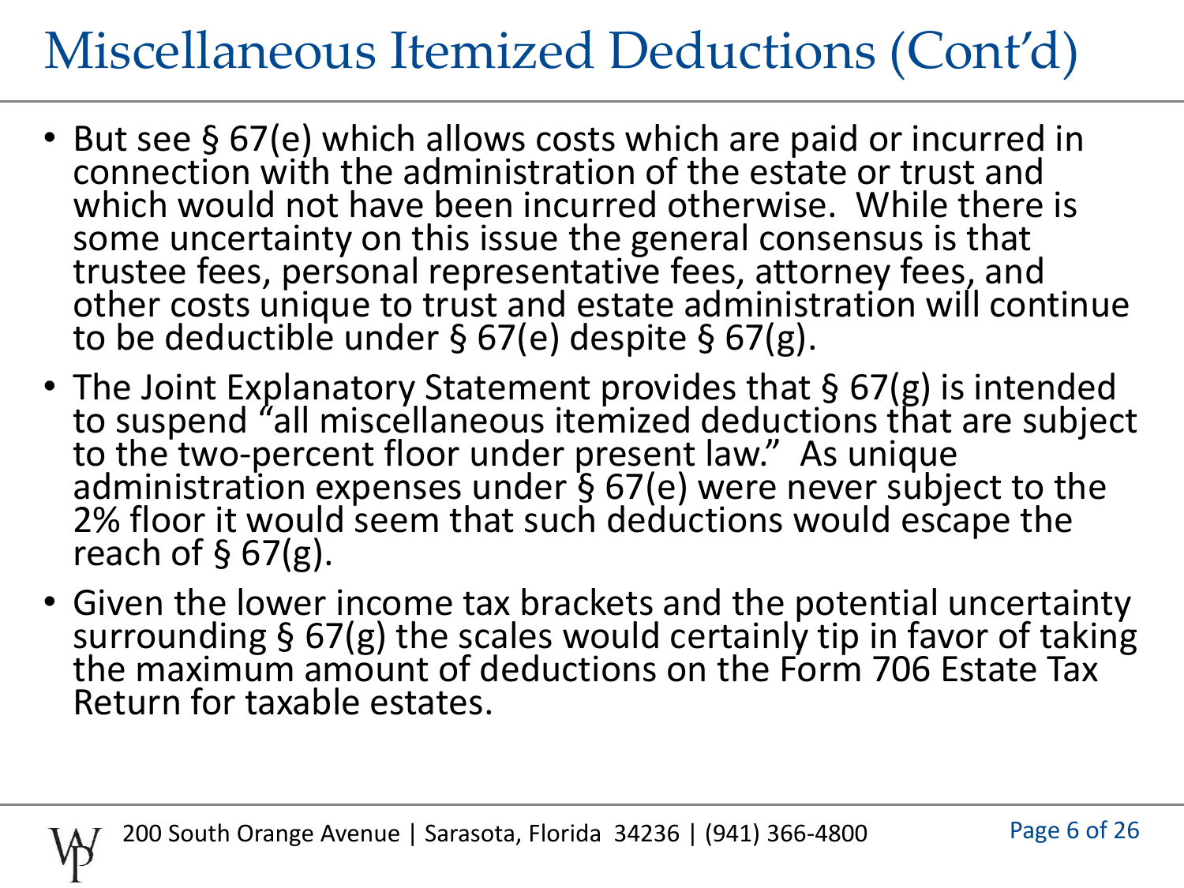# Miscellaneous Itemized Deductions (Cont'd)

- But see § 67(e) which allows costs which are paid or incurred in connection with the administration of the estate or trust and which would not have been incurred otherwise. While there is some uncertainty on this issue the general consensus is that trustee fees, personal representative fees, attorney fees, and other costs unique to trust and estate administration will continue to be deductible under § 67(e) despite § 67(g).
- The Joint Explanatory Statement provides that § 67(g) is intended to suspend "all miscellaneous itemized deductions that are subject to the two-percent floor under present law." As unique administration expenses under § 67(e) were never subject to the 2% floor it would seem that such deductions would escape the reach of § 67(g).
- Given the lower income tax brackets and the potential uncertainty surrounding § 67(g) the scales would certainly tip in favor of taking the maximum amount of deductions on the Form 706 Estate Tax Return for taxable estates.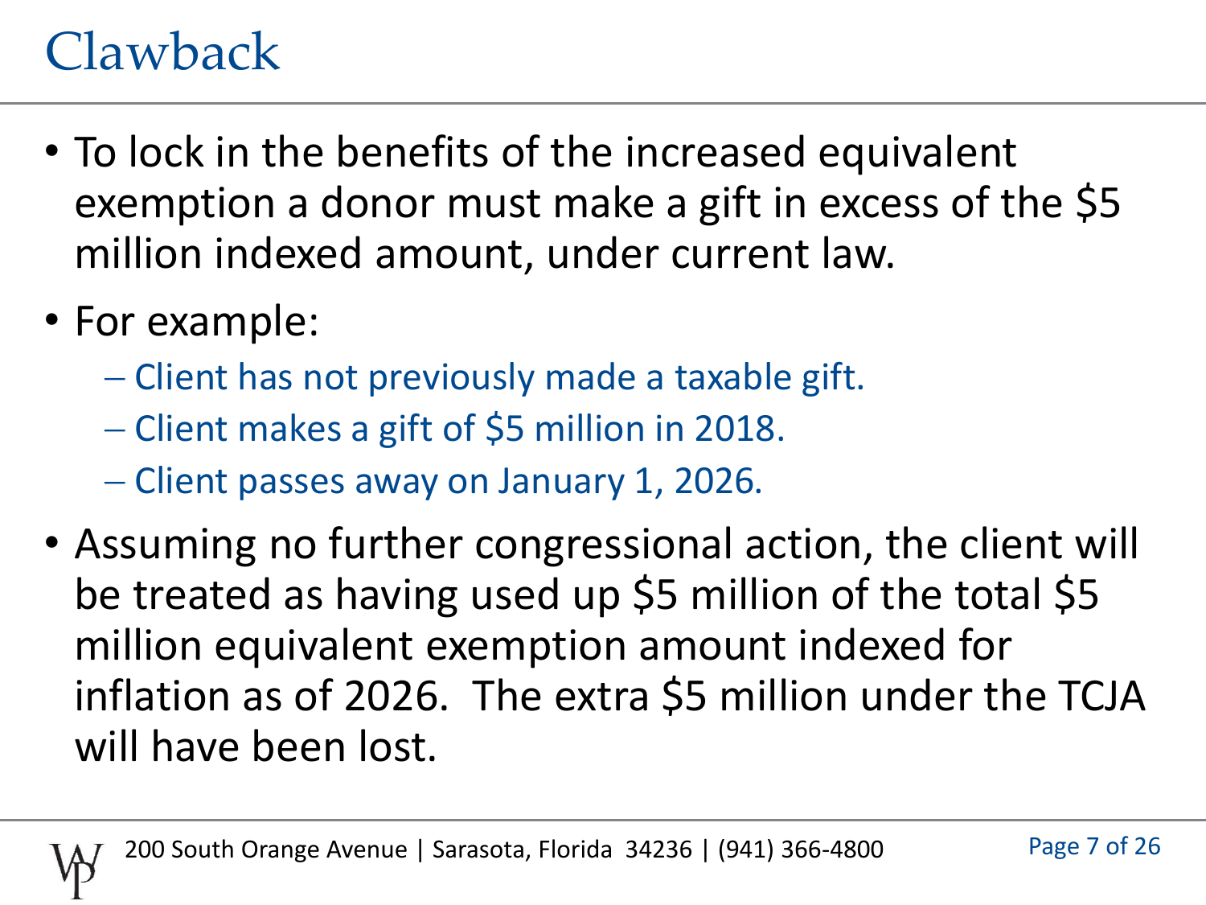# Clawback

- To lock in the benefits of the increased equivalent exemption a donor must make a gift in excess of the $5 million indexed amount, under current law.
- For example:
  - Client has not previously made a taxable gift.
  - Client makes a gift of $5 million in 2018.
  - Client passes away on January 1, 2026.
- Assuming no further congressional action, the client will be treated as having used up $5 million of the total $5 million equivalent exemption amount indexed for inflation as of 2026. The extra $5 million under the TCJA will have been lost.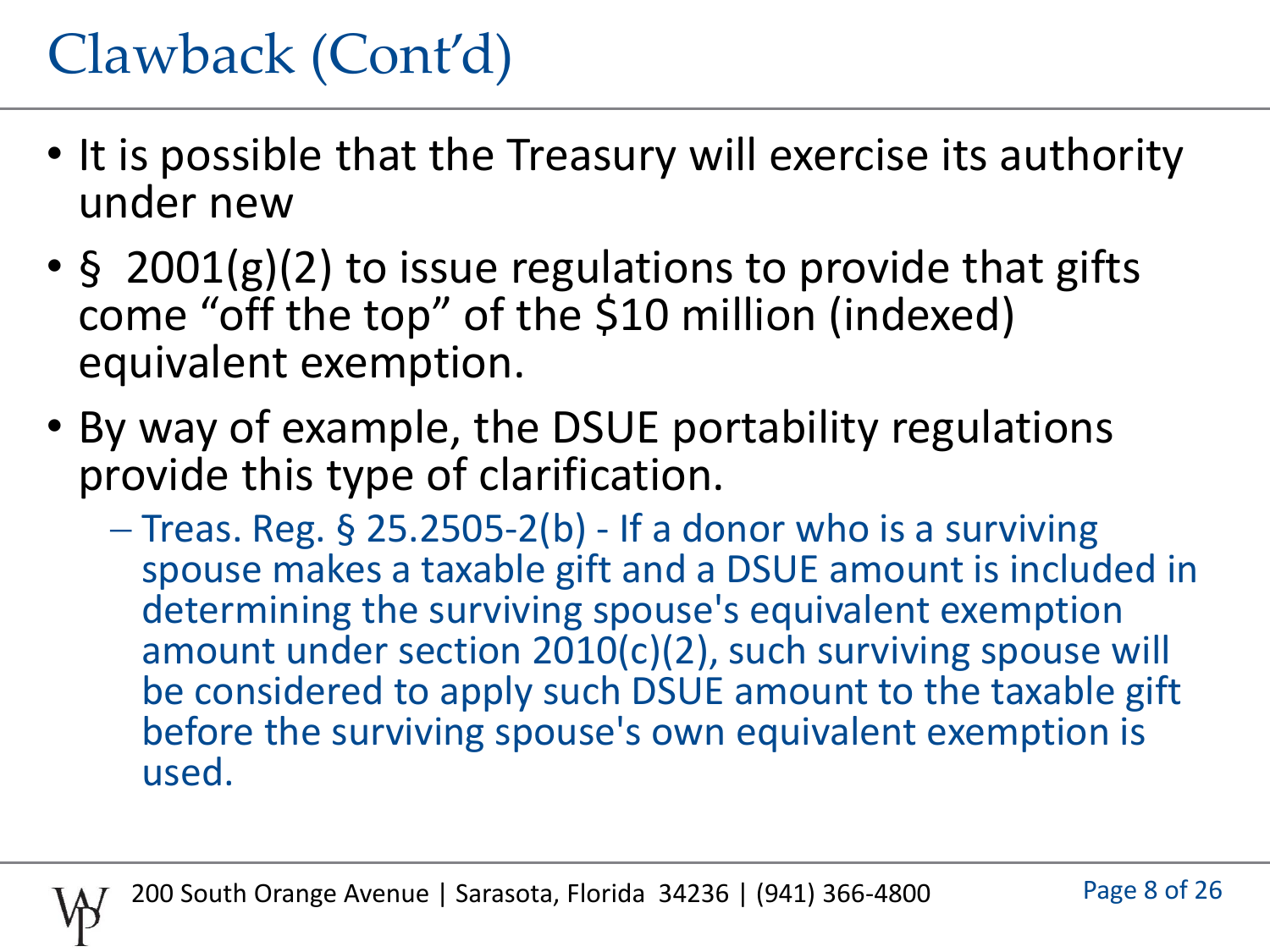# Clawback (Cont'd)

- It is possible that the Treasury will exercise its authority under new
- § 2001(g)(2) to issue regulations to provide that gifts come "off the top" of the $10 million (indexed) equivalent exemption.
- By way of example, the DSUE portability regulations provide this type of clarification.
  - Treas. Reg. § 25.2505-2(b) - If a donor who is a surviving spouse makes a taxable gift and a DSUE amount is included in determining the surviving spouse's equivalent exemption amount under section 2010(c)(2), such surviving spouse will be considered to apply such DSUE amount to the taxable gift before the surviving spouse's own equivalent exemption is used.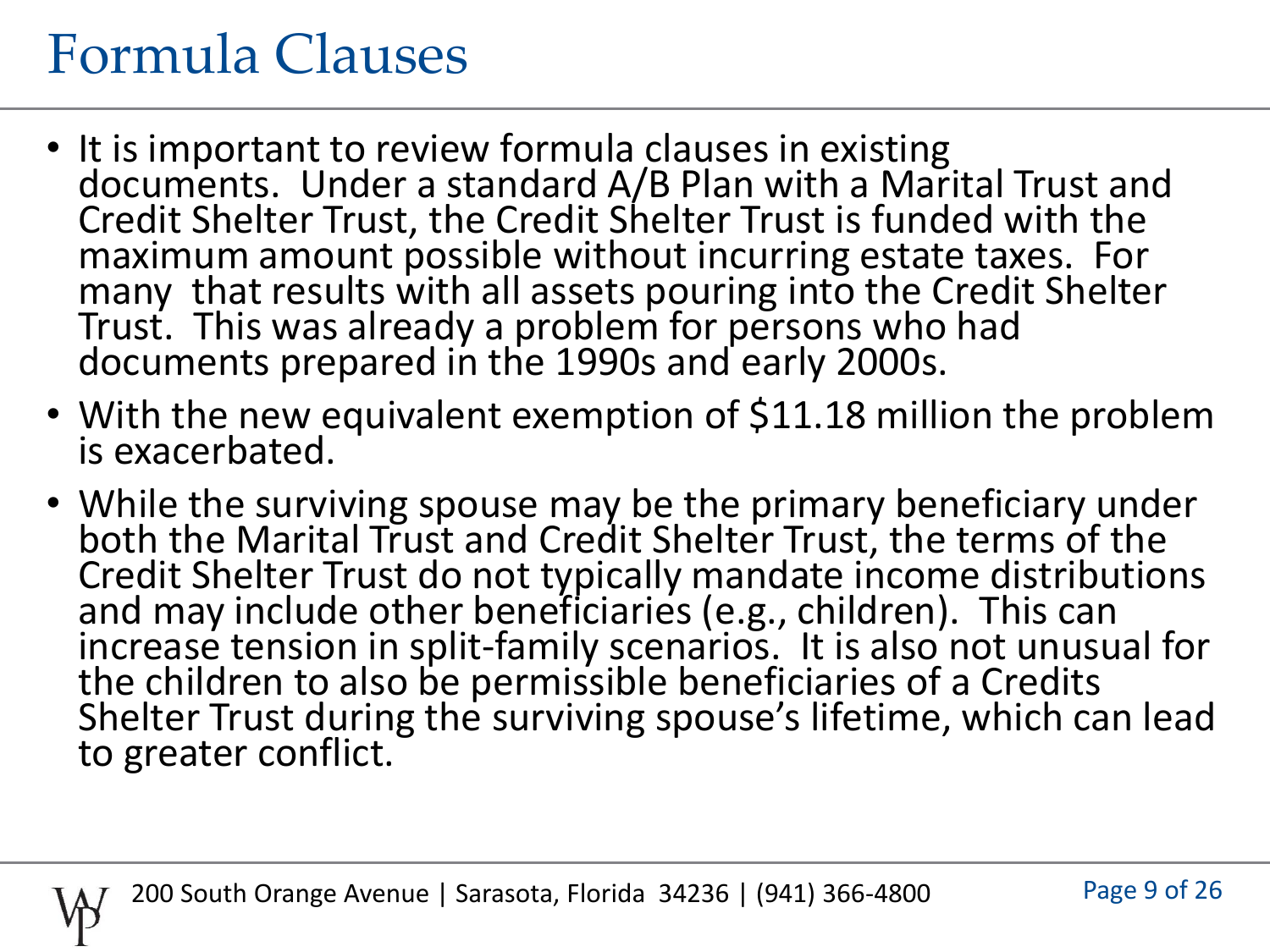# Formula Clauses

- It is important to review formula clauses in existing documents. Under a standard A/B Plan with a Marital Trust and Credit Shelter Trust, the Credit Shelter Trust is funded with the maximum amount possible without incurring estate taxes. For many that results with all assets pouring into the Credit Shelter Trust. This was already a problem for persons who had documents prepared in the 1990s and early 2000s.
- With the new equivalent exemption of $11.18 million the problem is exacerbated.
- While the surviving spouse may be the primary beneficiary under both the Marital Trust and Credit Shelter Trust, the terms of the Credit Shelter Trust do not typically mandate income distributions and may include other beneficiaries (e.g., children). This can increase tension in split-family scenarios. It is also not unusual for the children to also be permissible beneficiaries of a Credits Shelter Trust during the surviving spouse's lifetime, which can lead to greater conflict.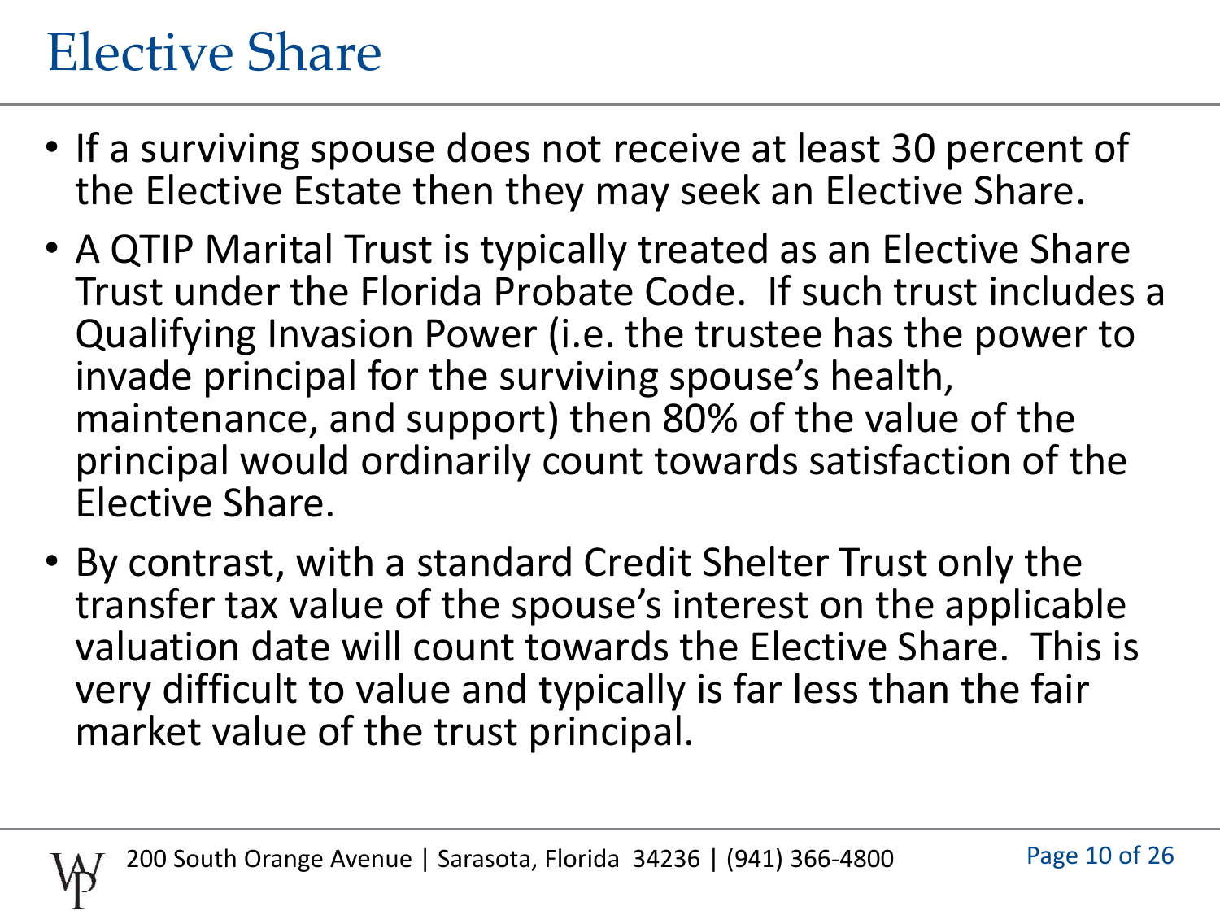# Elective Share

- If a surviving spouse does not receive at least 30 percent of the Elective Estate then they may seek an Elective Share.
- A QTIP Marital Trust is typically treated as an Elective Share Trust under the Florida Probate Code. If such trust includes a Qualifying Invasion Power (i.e. the trustee has the power to invade principal for the surviving spouse's health, maintenance, and support) then 80% of the value of the principal would ordinarily count towards satisfaction of the Elective Share.
- By contrast, with a standard Credit Shelter Trust only the transfer tax value of the spouse's interest on the applicable valuation date will count towards the Elective Share. This is very difficult to value and typically is far less than the fair market value of the trust principal.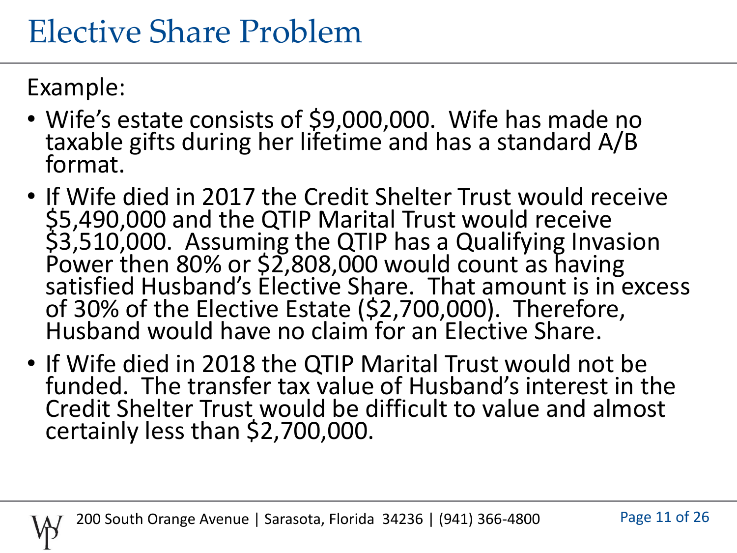# Elective Share Problem

Example:

- Wife's estate consists of $9,000,000. Wife has made no taxable gifts during her lifetime and has a standard A/B format.
- If Wife died in 2017 the Credit Shelter Trust would receive $5,490,000 and the QTIP Marital Trust would receive $3,510,000. Assuming the QTIP has a Qualifying Invasion Power then 80% or $2,808,000 would count as having satisfied Husband's Elective Share. That amount is in excess of 30% of the Elective Estate ($2,700,000). Therefore, Husband would have no claim for an Elective Share.
- If Wife died in 2018 the QTIP Marital Trust would not be funded. The transfer tax value of Husband's interest in the Credit Shelter Trust would be difficult to value and almost certainly less than $2,700,000.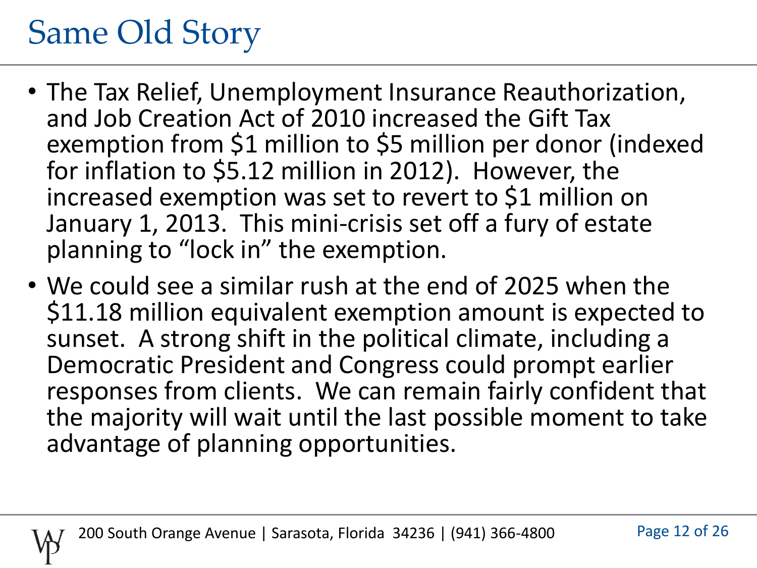# Same Old Story

- The Tax Relief, Unemployment Insurance Reauthorization, and Job Creation Act of 2010 increased the Gift Tax exemption from $1 million to $5 million per donor (indexed for inflation to $5.12 million in 2012). However, the increased exemption was set to revert to $1 million on January 1, 2013. This mini-crisis set off a fury of estate planning to "lock in" the exemption.
- We could see a similar rush at the end of 2025 when the $11.18 million equivalent exemption amount is expected to sunset. A strong shift in the political climate, including a Democratic President and Congress could prompt earlier responses from clients. We can remain fairly confident that the majority will wait until the last possible moment to take advantage of planning opportunities.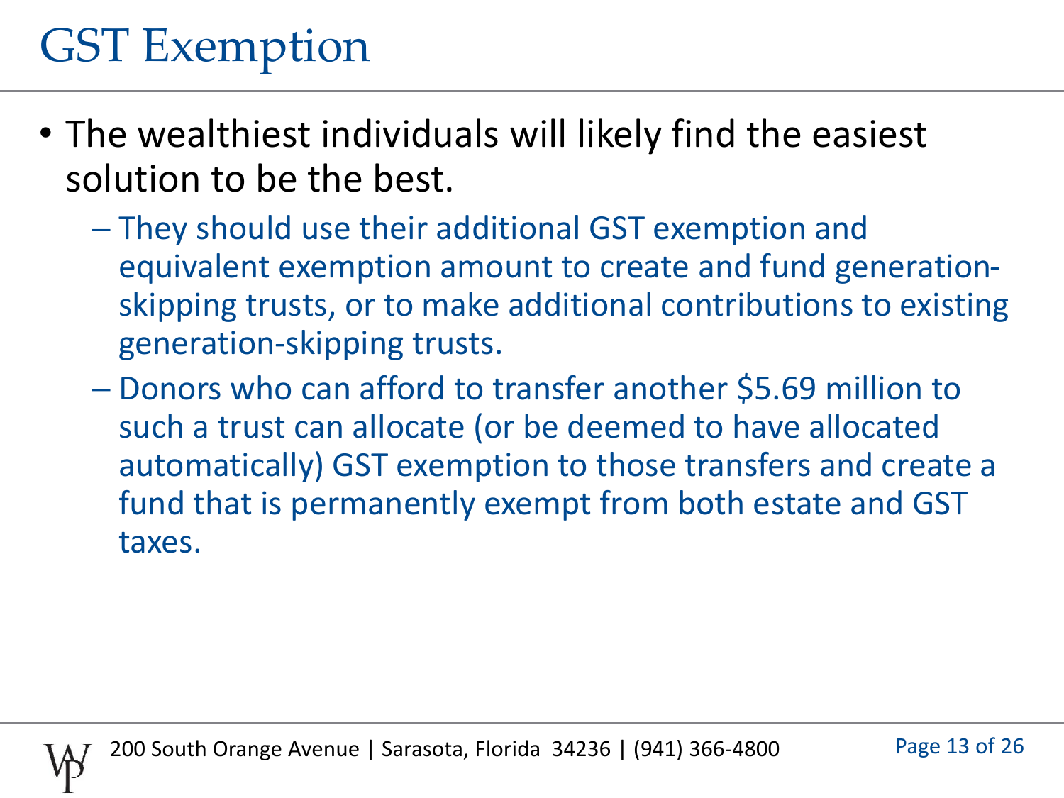# GST Exemption

- The wealthiest individuals will likely find the easiest solution to be the best.
  - They should use their additional GST exemption and equivalent exemption amount to create and fund generation-skipping trusts, or to make additional contributions to existing generation-skipping trusts.
  - Donors who can afford to transfer another $5.69 million to such a trust can allocate (or be deemed to have allocated automatically) GST exemption to those transfers and create a fund that is permanently exempt from both estate and GST taxes.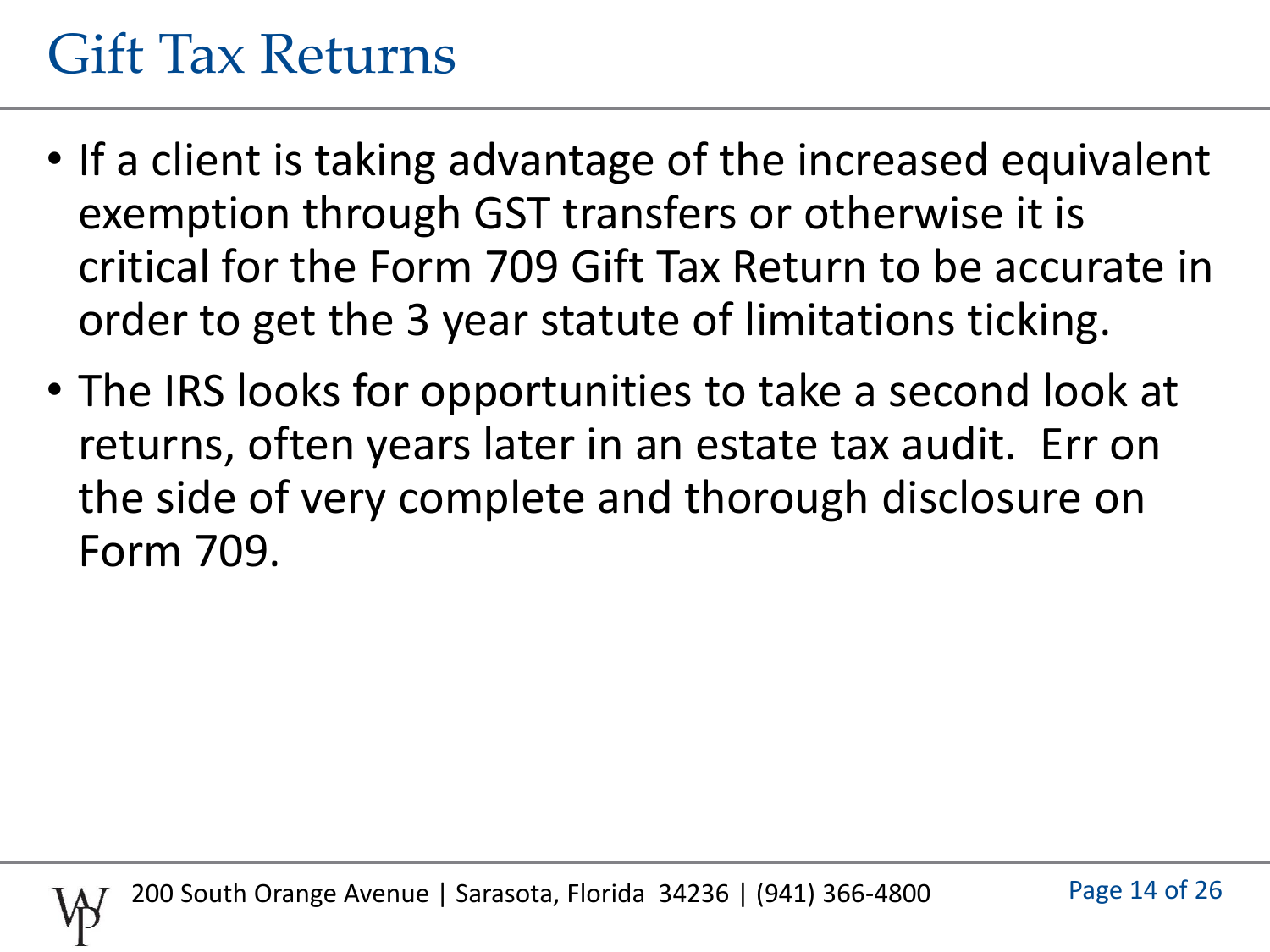# Gift Tax Returns

- If a client is taking advantage of the increased equivalent exemption through GST transfers or otherwise it is critical for the Form 709 Gift Tax Return to be accurate in order to get the 3 year statute of limitations ticking.
- The IRS looks for opportunities to take a second look at returns, often years later in an estate tax audit. Err on the side of very complete and thorough disclosure on Form 709.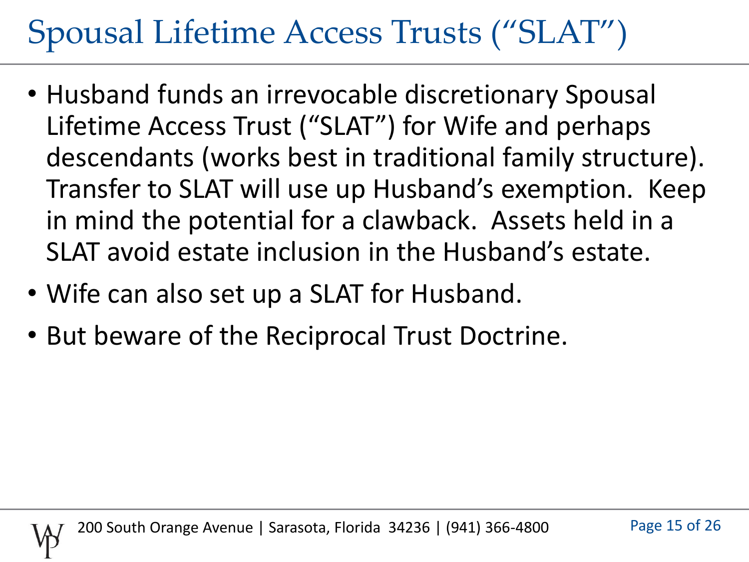# Spousal Lifetime Access Trusts ("SLAT")

- Husband funds an irrevocable discretionary Spousal Lifetime Access Trust ("SLAT") for Wife and perhaps descendants (works best in traditional family structure). Transfer to SLAT will use up Husband's exemption. Keep in mind the potential for a clawback. Assets held in a SLAT avoid estate inclusion in the Husband's estate.
- Wife can also set up a SLAT for Husband.
- But beware of the Reciprocal Trust Doctrine.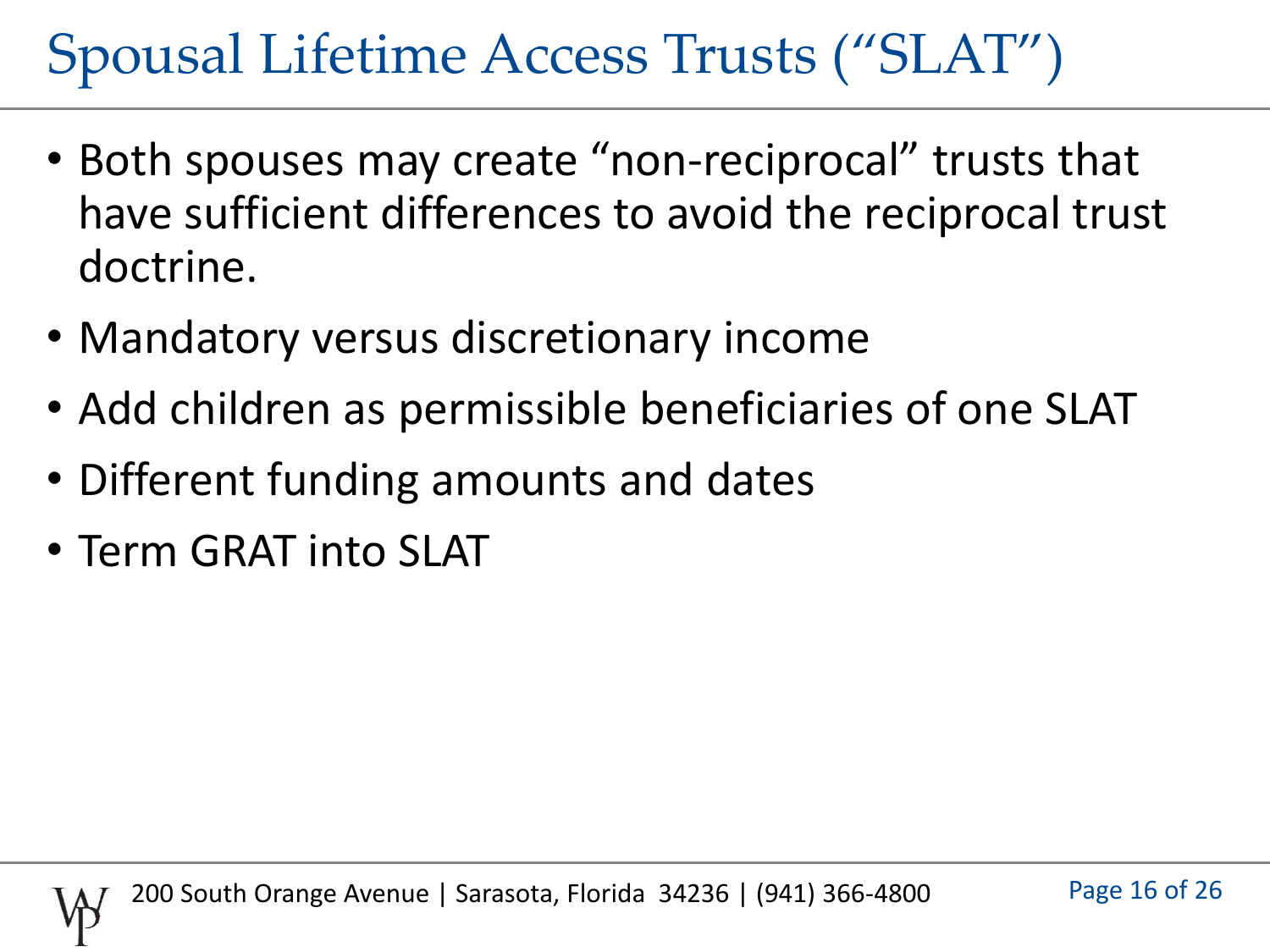# Spousal Lifetime Access Trusts ("SLAT")

- Both spouses may create "non-reciprocal" trusts that have sufficient differences to avoid the reciprocal trust doctrine.
- Mandatory versus discretionary income
- Add children as permissible beneficiaries of one SLAT
- Different funding amounts and dates
- Term GRAT into SLAT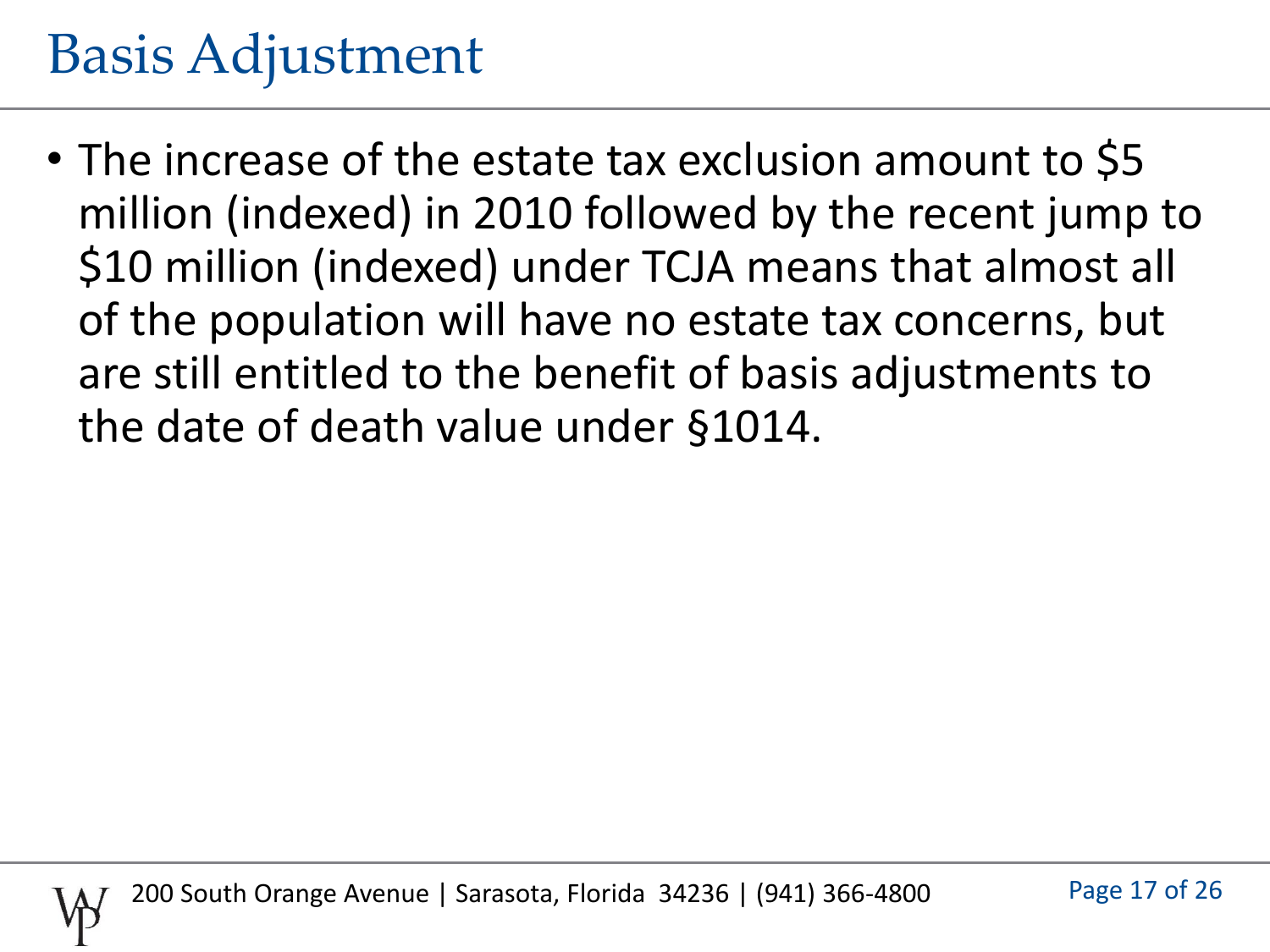# Basis Adjustment

- The increase of the estate tax exclusion amount to $5 million (indexed) in 2010 followed by the recent jump to $10 million (indexed) under TCJA means that almost all of the population will have no estate tax concerns, but are still entitled to the benefit of basis adjustments to the date of death value under §1014.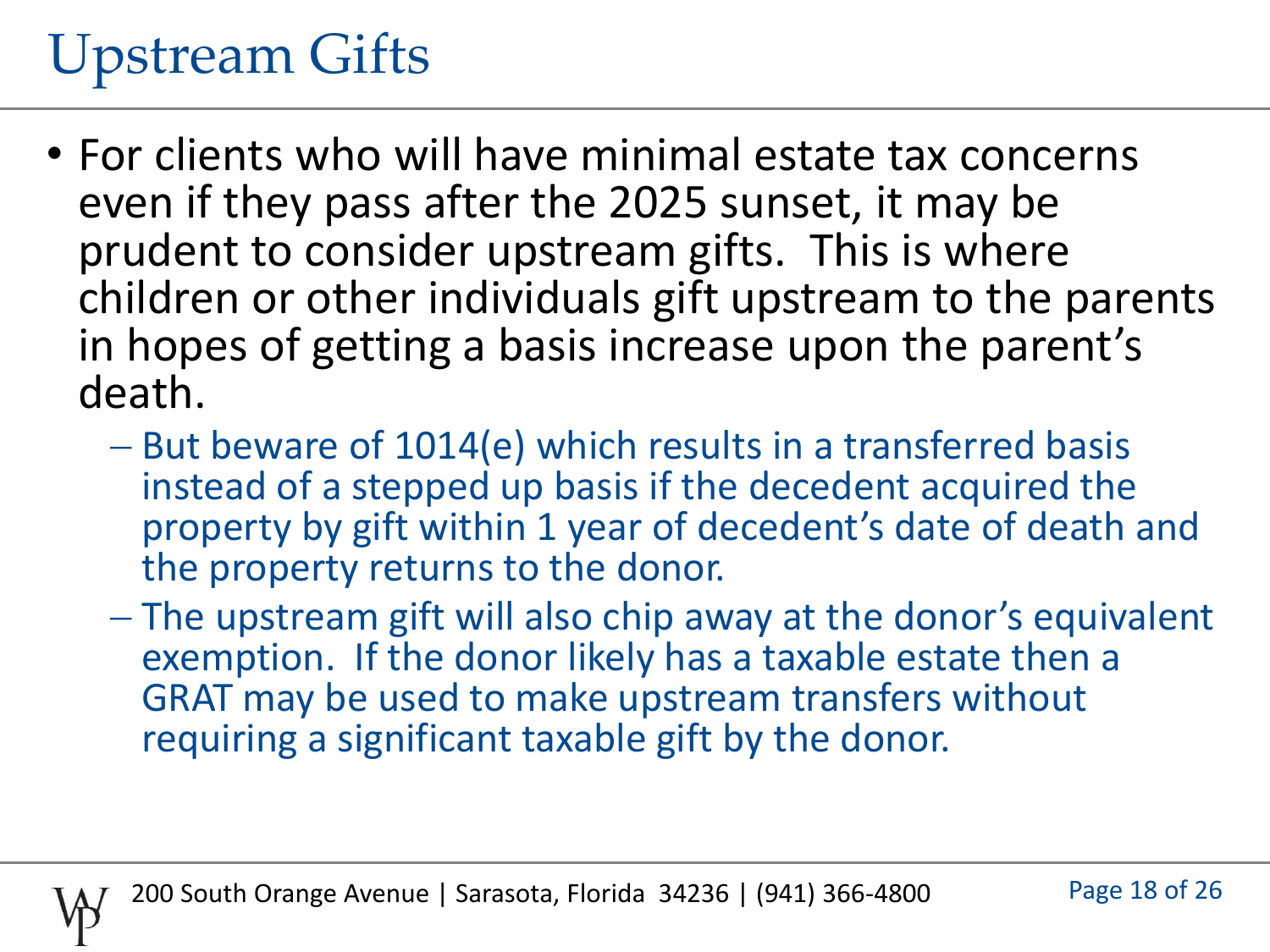# Upstream Gifts

- For clients who will have minimal estate tax concerns even if they pass after the 2025 sunset, it may be prudent to consider upstream gifts. This is where children or other individuals gift upstream to the parents in hopes of getting a basis increase upon the parent's death.
  - But beware of 1014(e) which results in a transferred basis instead of a stepped up basis if the decedent acquired the property by gift within 1 year of decedent's date of death and the property returns to the donor.
  - The upstream gift will also chip away at the donor's equivalent exemption. If the donor likely has a taxable estate then a GRAT may be used to make upstream transfers without requiring a significant taxable gift by the donor.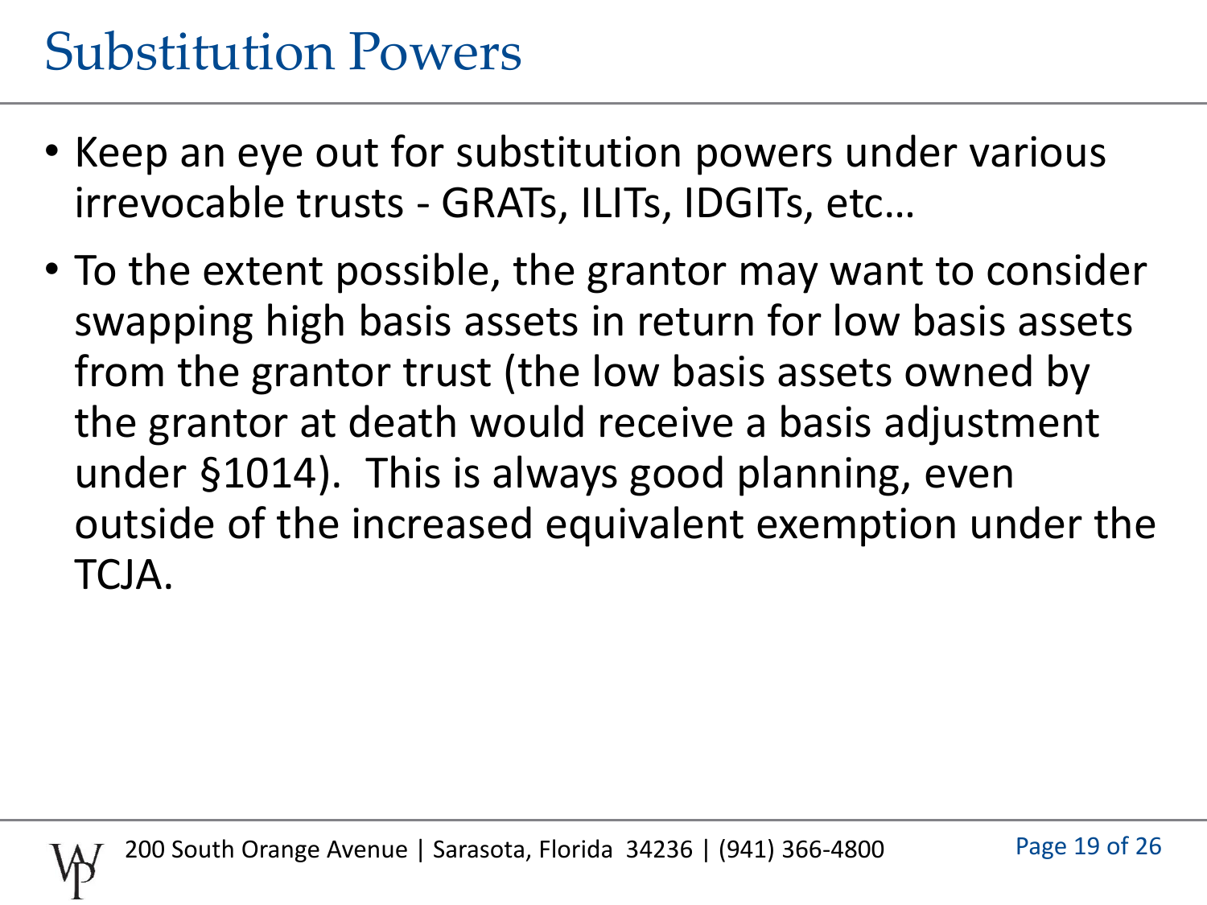# Substitution Powers

- Keep an eye out for substitution powers under various irrevocable trusts - GRATs, ILITs, IDGITs, etc…
- To the extent possible, the grantor may want to consider swapping high basis assets in return for low basis assets from the grantor trust (the low basis assets owned by the grantor at death would receive a basis adjustment under §1014). This is always good planning, even outside of the increased equivalent exemption under the TCJA.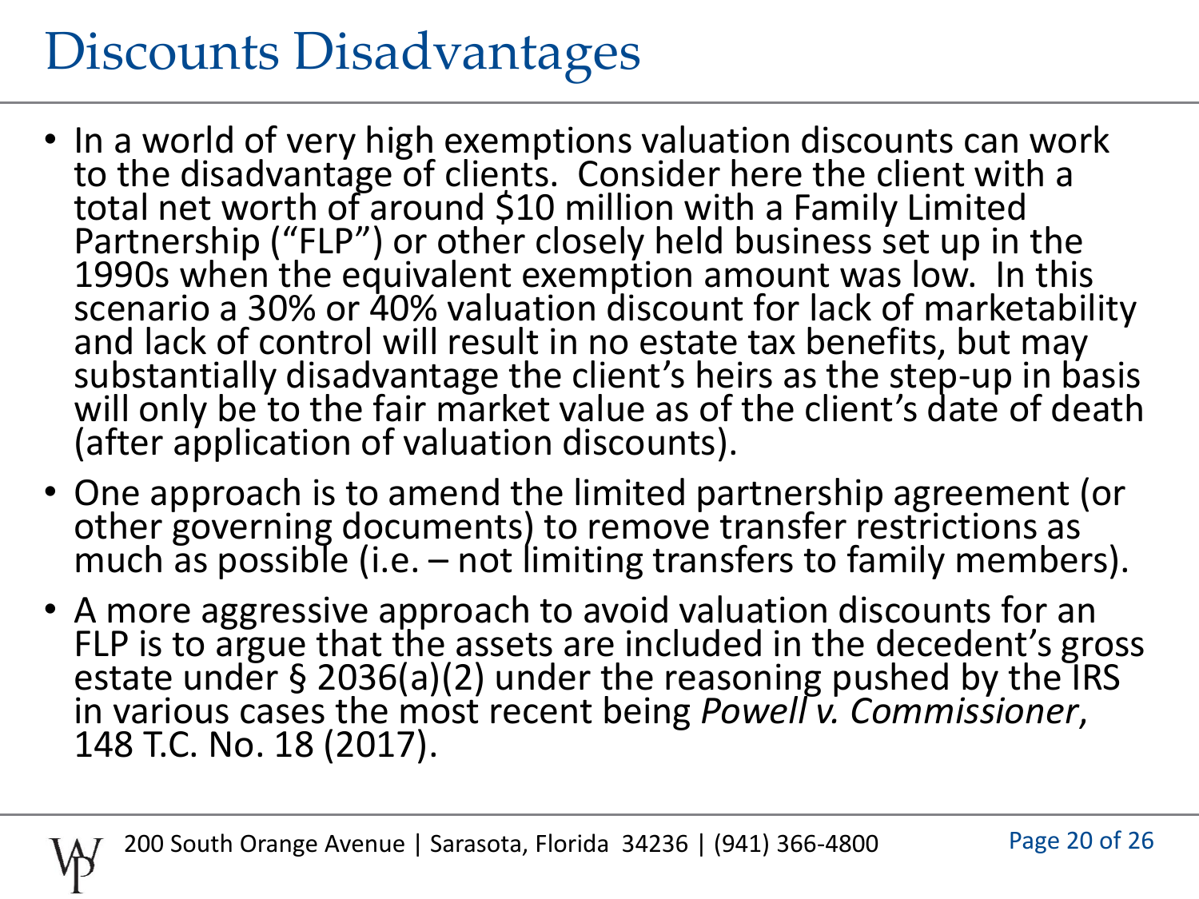# Discounts Disadvantages

- In a world of very high exemptions valuation discounts can work to the disadvantage of clients. Consider here the client with a total net worth of around $10 million with a Family Limited Partnership ("FLP") or other closely held business set up in the 1990s when the equivalent exemption amount was low. In this scenario a 30% or 40% valuation discount for lack of marketability and lack of control will result in no estate tax benefits, but may substantially disadvantage the client's heirs as the step-up in basis will only be to the fair market value as of the client's date of death (after application of valuation discounts).
- One approach is to amend the limited partnership agreement (or other governing documents) to remove transfer restrictions as much as possible (i.e. – not limiting transfers to family members).
- A more aggressive approach to avoid valuation discounts for an FLP is to argue that the assets are included in the decedent's gross estate under § 2036(a)(2) under the reasoning pushed by the IRS in various cases the most recent being *Powell v. Commissioner*, 148 T.C. No. 18 (2017).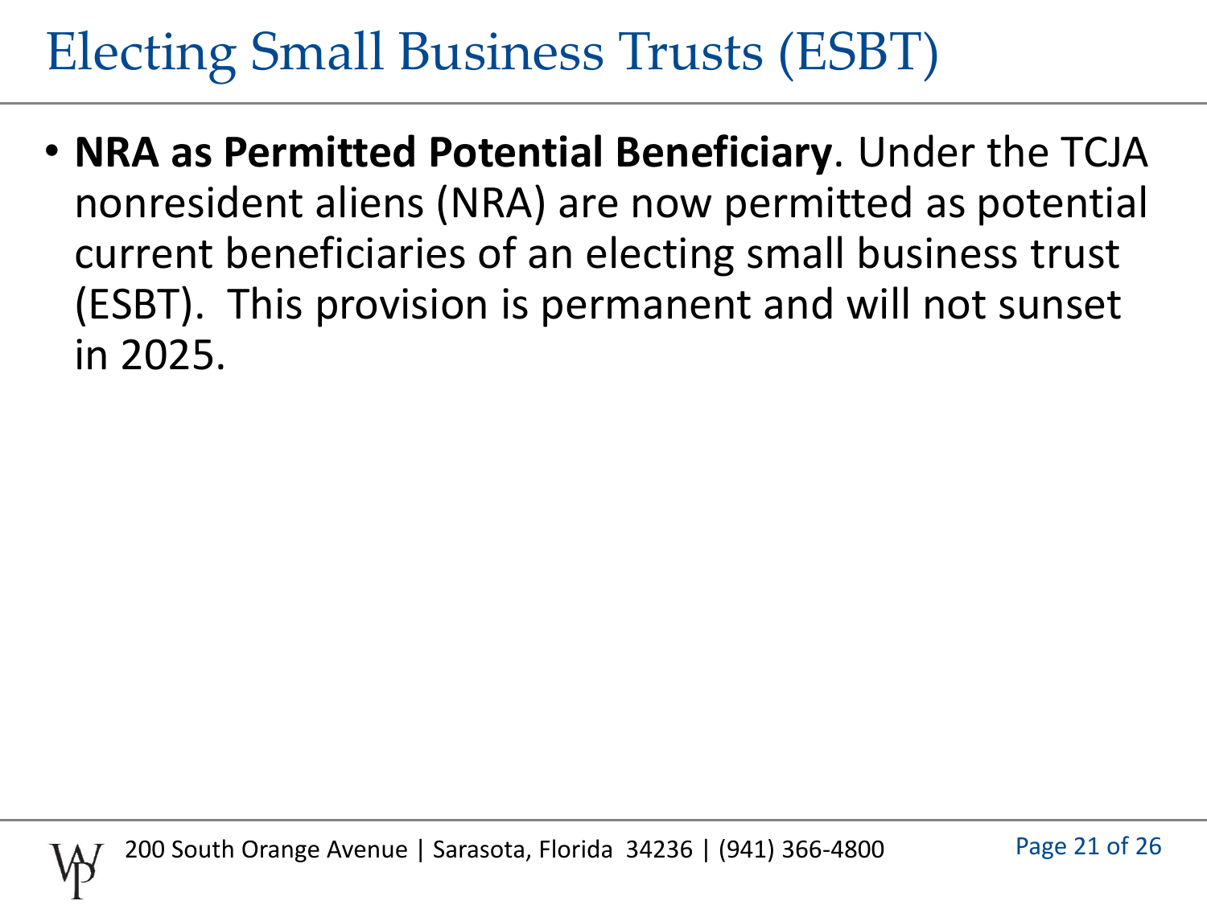# Electing Small Business Trusts (ESBT)

- **NRA as Permitted Potential Beneficiary**. Under the TCJA nonresident aliens (NRA) are now permitted as potential current beneficiaries of an electing small business trust (ESBT). This provision is permanent and will not sunset in 2025.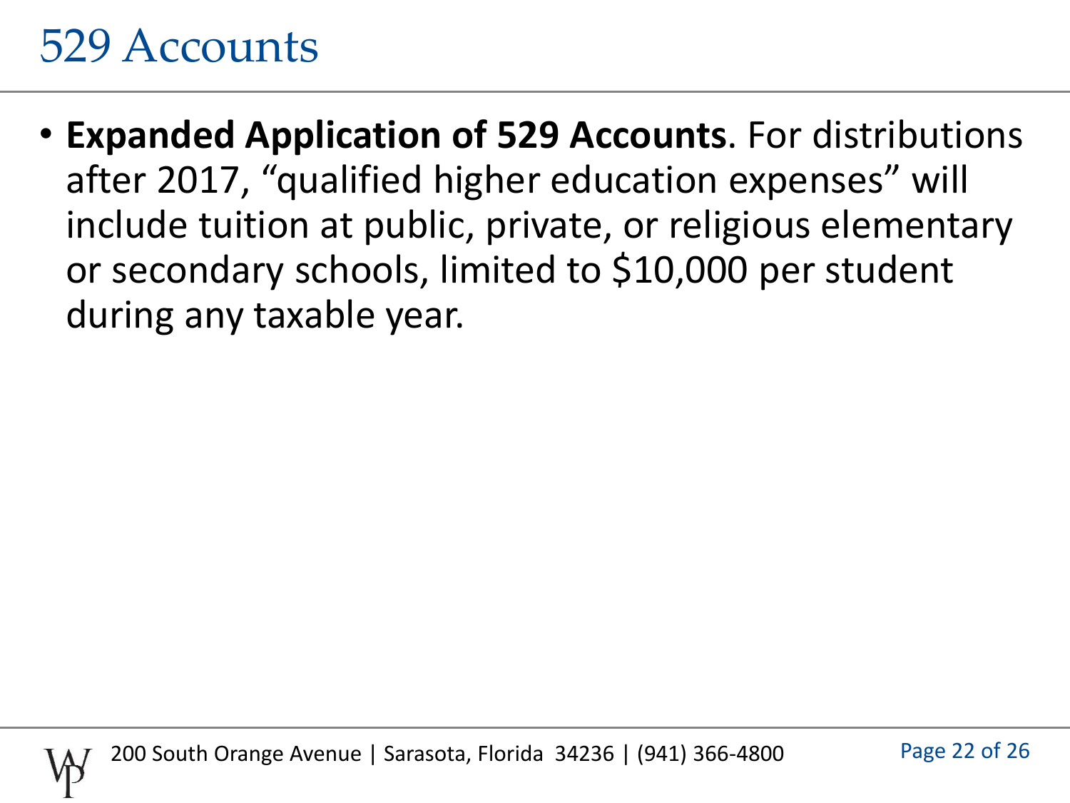# 529 Accounts

- **Expanded Application of 529 Accounts**. For distributions after 2017, "qualified higher education expenses" will include tuition at public, private, or religious elementary or secondary schools, limited to $10,000 per student during any taxable year.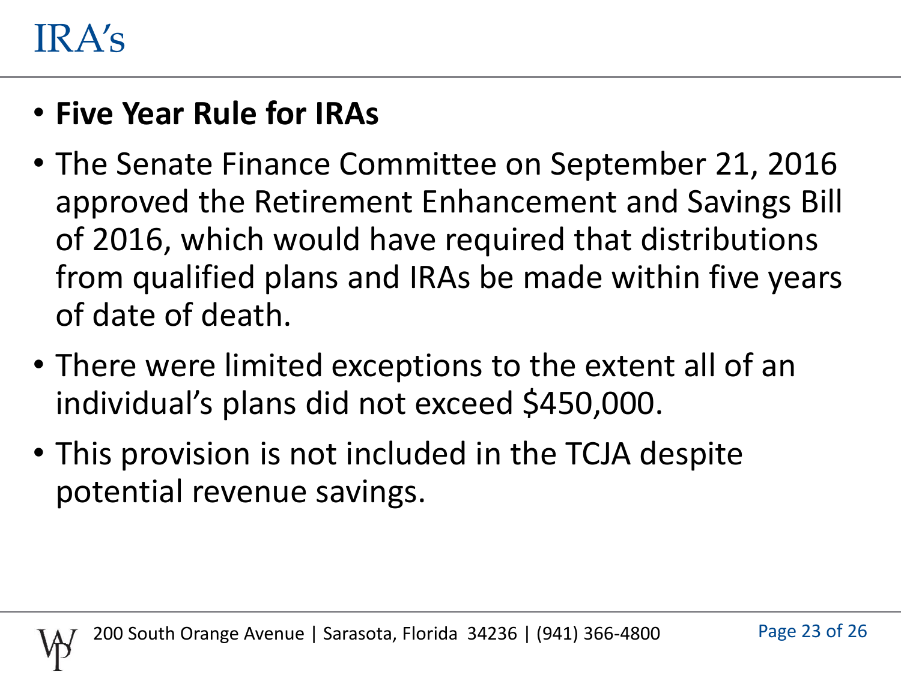# IRA's

- **Five Year Rule for IRAs**
- The Senate Finance Committee on September 21, 2016 approved the Retirement Enhancement and Savings Bill of 2016, which would have required that distributions from qualified plans and IRAs be made within five years of date of death.
- There were limited exceptions to the extent all of an individual's plans did not exceed $450,000.
- This provision is not included in the TCJA despite potential revenue savings.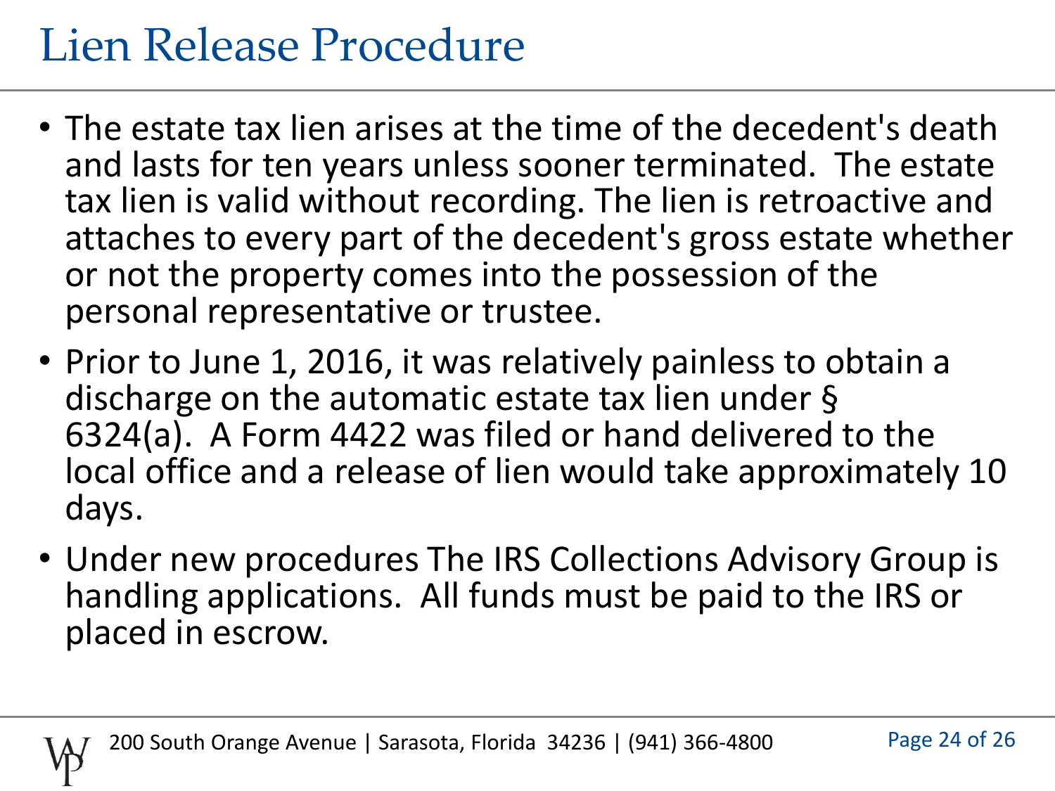# Lien Release Procedure

- The estate tax lien arises at the time of the decedent's death and lasts for ten years unless sooner terminated. The estate tax lien is valid without recording. The lien is retroactive and attaches to every part of the decedent's gross estate whether or not the property comes into the possession of the personal representative or trustee.
- Prior to June 1, 2016, it was relatively painless to obtain a discharge on the automatic estate tax lien under § 6324(a). A Form 4422 was filed or hand delivered to the local office and a release of lien would take approximately 10 days.
- Under new procedures The IRS Collections Advisory Group is handling applications. All funds must be paid to the IRS or placed in escrow.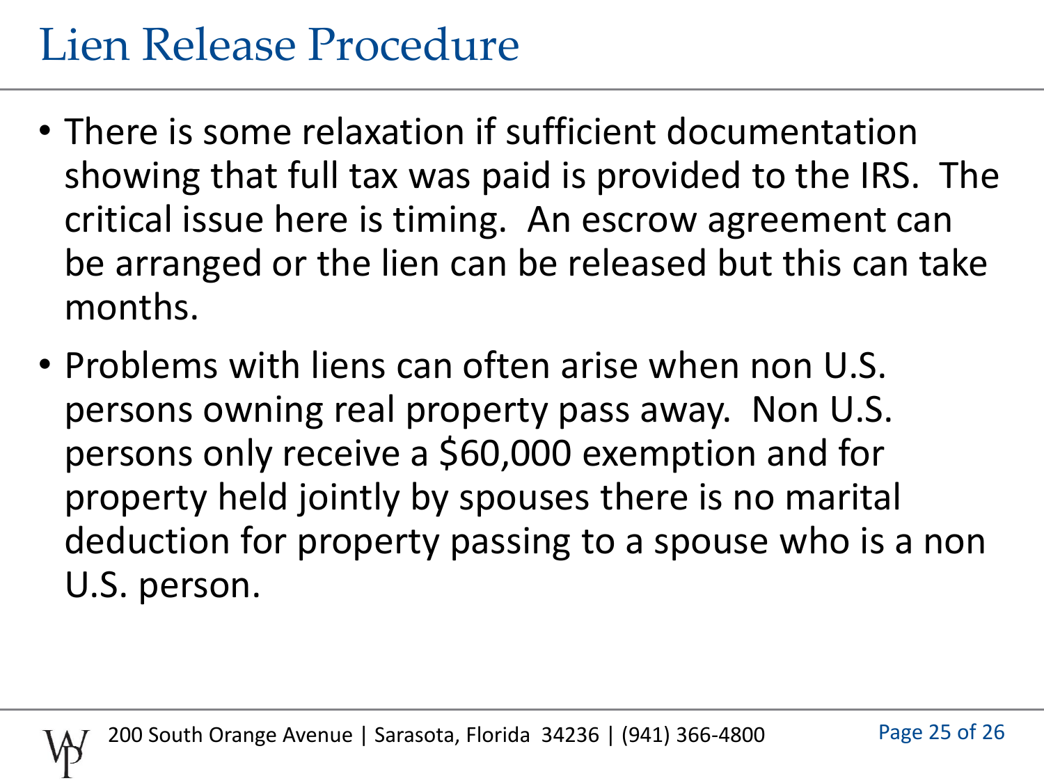# Lien Release Procedure

- There is some relaxation if sufficient documentation showing that full tax was paid is provided to the IRS. The critical issue here is timing. An escrow agreement can be arranged or the lien can be released but this can take months.
- Problems with liens can often arise when non U.S. persons owning real property pass away. Non U.S. persons only receive a $60,000 exemption and for property held jointly by spouses there is no marital deduction for property passing to a spouse who is a non U.S. person.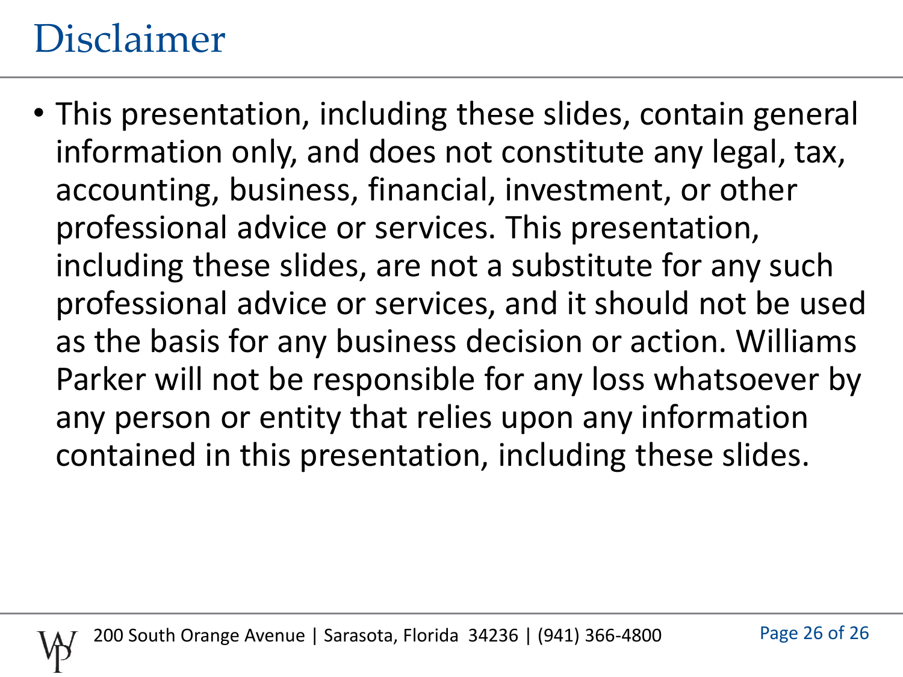# Disclaimer

- This presentation, including these slides, contain general information only, and does not constitute any legal, tax, accounting, business, financial, investment, or other professional advice or services. This presentation, including these slides, are not a substitute for any such professional advice or services, and it should not be used as the basis for any business decision or action. Williams Parker will not be responsible for any loss whatsoever by any person or entity that relies upon any information contained in this presentation, including these slides.

200 South Orange Avenue | Sarasota, Florida 34236 | (941) 366-4800